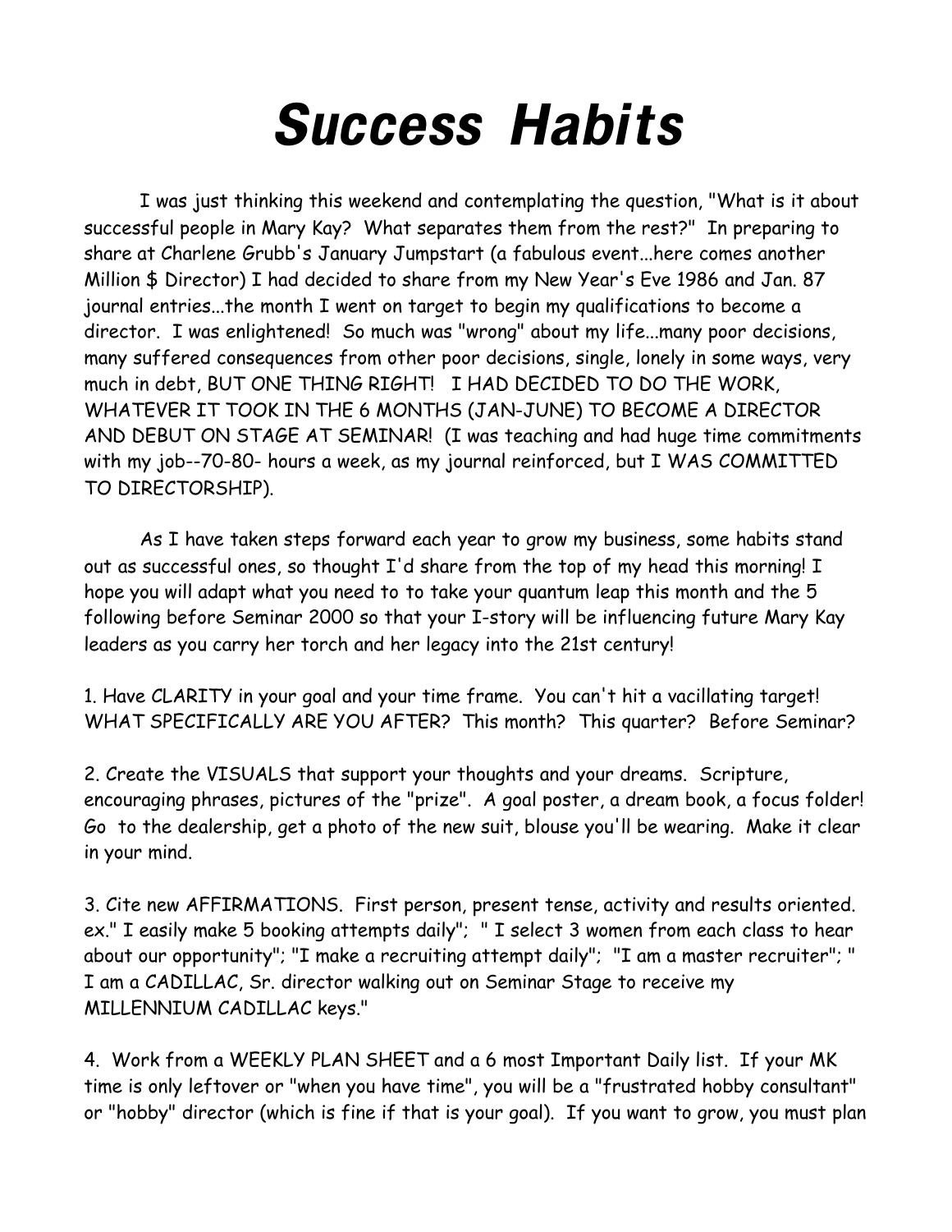# *Success Habits*

I was just thinking this weekend and contemplating the question, "What is it about successful people in Mary Kay? What separates them from the rest?" In preparing to share at Charlene Grubb's January Jumpstart (a fabulous event...here comes another Million $ Director) I had decided to share from my New Year's Eve 1986 and Jan. 87 journal entries...the month I went on target to begin my qualifications to become a director. I was enlightened! So much was "wrong" about my life...many poor decisions, many suffered consequences from other poor decisions, single, lonely in some ways, very much in debt, BUT ONE THING RIGHT! I HAD DECIDED TO DO THE WORK, WHATEVER IT TOOK IN THE 6 MONTHS (JAN-JUNE) TO BECOME A DIRECTOR AND DEBUT ON STAGE AT SEMINAR! (I was teaching and had huge time commitments with my job--70-80- hours a week, as my journal reinforced, but I WAS COMMITTED TO DIRECTORSHIP).

As I have taken steps forward each year to grow my business, some habits stand out as successful ones, so thought I'd share from the top of my head this morning! I hope you will adapt what you need to to take your quantum leap this month and the 5 following before Seminar 2000 so that your I-story will be influencing future Mary Kay leaders as you carry her torch and her legacy into the 21st century!

1. Have CLARITY in your goal and your time frame. You can't hit a vacillating target! WHAT SPECIFICALLY ARE YOU AFTER? This month? This quarter? Before Seminar?

2. Create the VISUALS that support your thoughts and your dreams. Scripture, encouraging phrases, pictures of the "prize". A goal poster, a dream book, a focus folder! Go to the dealership, get a photo of the new suit, blouse you'll be wearing. Make it clear in your mind.

3. Cite new AFFIRMATIONS. First person, present tense, activity and results oriented. ex." I easily make 5 booking attempts daily"; " I select 3 women from each class to hear about our opportunity"; "I make a recruiting attempt daily"; "I am a master recruiter"; " I am a CADILLAC, Sr. director walking out on Seminar Stage to receive my MILLENNIUM CADILLAC keys."

4. Work from a WEEKLY PLAN SHEET and a 6 most Important Daily list. If your MK time is only leftover or "when you have time", you will be a "frustrated hobby consultant" or "hobby" director (which is fine if that is your goal). If you want to grow, you must plan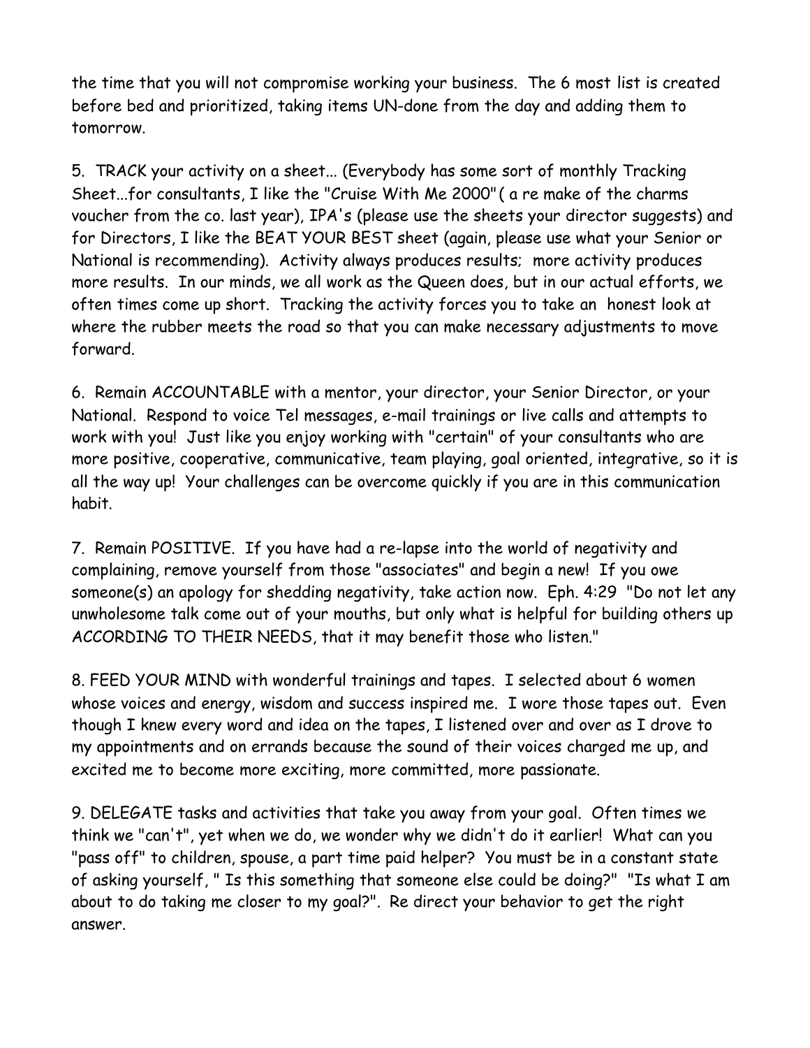the time that you will not compromise working your business. The 6 most list is created before bed and prioritized, taking items UN-done from the day and adding them to tomorrow.

5. TRACK your activity on a sheet... (Everybody has some sort of monthly Tracking Sheet...for consultants, I like the "Cruise With Me 2000"( a re make of the charms voucher from the co. last year), IPA's (please use the sheets your director suggests) and for Directors, I like the BEAT YOUR BEST sheet (again, please use what your Senior or National is recommending). Activity always produces results; more activity produces more results. In our minds, we all work as the Queen does, but in our actual efforts, we often times come up short. Tracking the activity forces you to take an honest look at where the rubber meets the road so that you can make necessary adjustments to move forward.

6. Remain ACCOUNTABLE with a mentor, your director, your Senior Director, or your National. Respond to voice Tel messages, e-mail trainings or live calls and attempts to work with you! Just like you enjoy working with "certain" of your consultants who are more positive, cooperative, communicative, team playing, goal oriented, integrative, so it is all the way up! Your challenges can be overcome quickly if you are in this communication habit.

7. Remain POSITIVE. If you have had a re-lapse into the world of negativity and complaining, remove yourself from those "associates" and begin a new! If you owe someone(s) an apology for shedding negativity, take action now. Eph. 4:29 "Do not let any unwholesome talk come out of your mouths, but only what is helpful for building others up ACCORDING TO THEIR NEEDS, that it may benefit those who listen."

8. FEED YOUR MIND with wonderful trainings and tapes. I selected about 6 women whose voices and energy, wisdom and success inspired me. I wore those tapes out. Even though I knew every word and idea on the tapes, I listened over and over as I drove to my appointments and on errands because the sound of their voices charged me up, and excited me to become more exciting, more committed, more passionate.

9. DELEGATE tasks and activities that take you away from your goal. Often times we think we "can't", yet when we do, we wonder why we didn't do it earlier! What can you "pass off" to children, spouse, a part time paid helper? You must be in a constant state of asking yourself, " Is this something that someone else could be doing?" "Is what I am about to do taking me closer to my goal?". Re direct your behavior to get the right answer.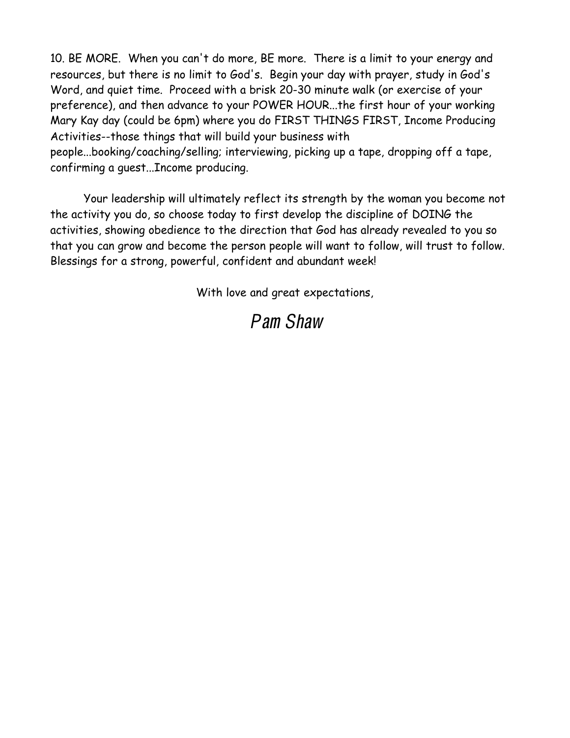10. BE MORE. When you can't do more, BE more. There is a limit to your energy and resources, but there is no limit to God's. Begin your day with prayer, study in God's Word, and quiet time. Proceed with a brisk 20-30 minute walk (or exercise of your preference), and then advance to your POWER HOUR...the first hour of your working Mary Kay day (could be 6pm) where you do FIRST THINGS FIRST, Income Producing Activities--those things that will build your business with people...booking/coaching/selling; interviewing, picking up a tape, dropping off a tape, confirming a guest...Income producing.

Your leadership will ultimately reflect its strength by the woman you become not the activity you do, so choose today to first develop the discipline of DOING the activities, showing obedience to the direction that God has already revealed to you so that you can grow and become the person people will want to follow, will trust to follow. Blessings for a strong, powerful, confident and abundant week!

With love and great expectations,

*Pam Shaw*